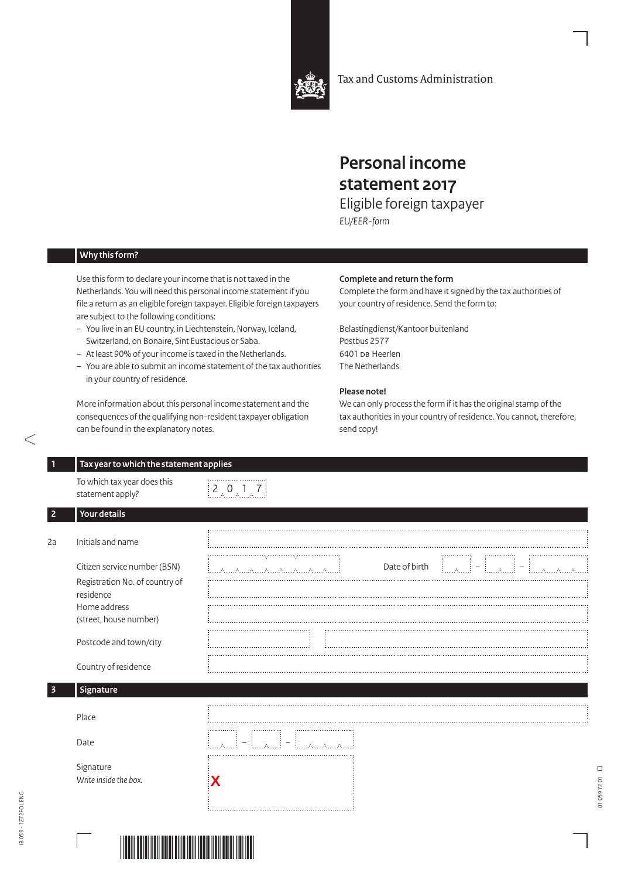Tax and Customs Administration

# Personal income statement 2017

## Eligible foreign taxpayer

*EU/EER-form*

## Why this form?

Use this form to declare your income that is not taxed in the Netherlands. You will need this personal income statement if you file a return as an eligible foreign taxpayer. Eligible foreign taxpayers are subject to the following conditions:

- You live in an EU country, in Liechtenstein, Norway, Iceland, Switzerland, on Bonaire, Sint Eustacious or Saba.
- At least 90% of your income is taxed in the Netherlands.
- You are able to submit an income statement of the tax authorities in your country of residence.

More information about this personal income statement and the consequences of the qualifying non-resident taxpayer obligation can be found in the explanatory notes.

**Complete and return the form**

Complete the form and have it signed by the tax authorities of your country of residence. Send the form to:

Belastingdienst/Kantoor buitenland
Postbus 2577
6401 DB Heerlen
The Netherlands

**Please note!**

We can only process the form if it has the original stamp of the tax authorities in your country of residence. You cannot, therefore, send copy!

## 1 Tax year to which the statement applies

To which tax year does this statement apply? 2017

## 2 Your details

2a Initials and name

Citizen service number (BSN)

Date of birth __ – __ – ____

Registration No. of country of residence

Home address (street, house number)

Postcode and town/city

Country of residence

## 3 Signature

Place

Date __ – __ – ____

Signature
*Write inside the box.*

X

IB 059 - 1Z7ZFOLENG

01 059 72 01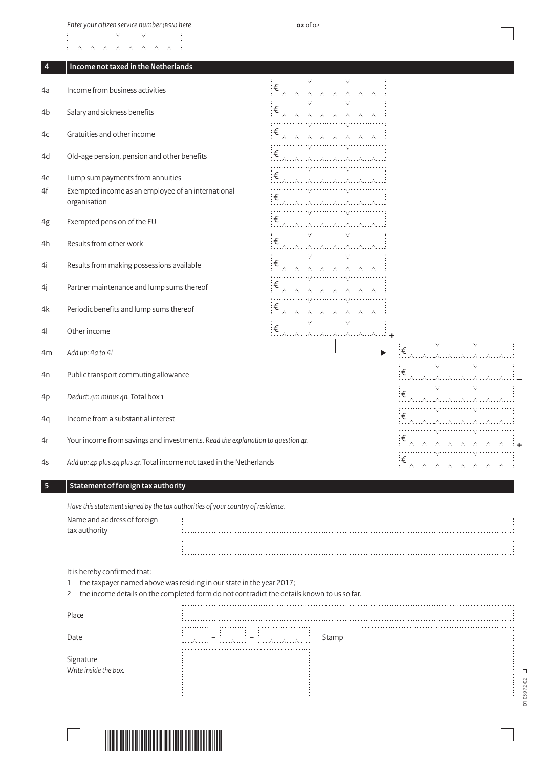*Enter your citizen service number (BSN) here*

## 4 Income not taxed in the Netherlands

| | | | |
|---|---|---|---|
| 4a | Income from business activities | € | |
| 4b | Salary and sickness benefits | € | |
| 4c | Gratuities and other income | € | |
| 4d | Old-age pension, pension and other benefits | € | |
| 4e | Lump sum payments from annuities | € | |
| 4f | Exempted income as an employee of an international organisation | € | |
| 4g | Exempted pension of the EU | € | |
| 4h | Results from other work | € | |
| 4i | Results from making possessions available | € | |
| 4j | Partner maintenance and lump sums thereof | € | |
| 4k | Periodic benefits and lump sums thereof | € | |
| 4l | Other income | € + | |
| 4m | *Add up: 4a to 4l* | | € |
| 4n | Public transport commuting allowance | | € – |
| 4p | *Deduct: 4m minus 4n.* Total box 1 | | € |
| 4q | Income from a substantial interest | | € |
| 4r | Your income from savings and investments. *Read the explanation to question 4r.* | | € + |
| 4s | *Add up: 4p plus 4q plus 4r.* Total income not taxed in the Netherlands | | € |

## 5 Statement of foreign tax authority

*Have this statement signed by the tax authorities of your country of residence.*

Name and address of foreign tax authority

It is hereby confirmed that:

1. the taxpayer named above was residing in our state in the year 2017;
2. the income details on the completed form do not contradict the details known to us so far.

Place

Date – – Stamp

Signature
*Write inside the box.*

01 059 72 02